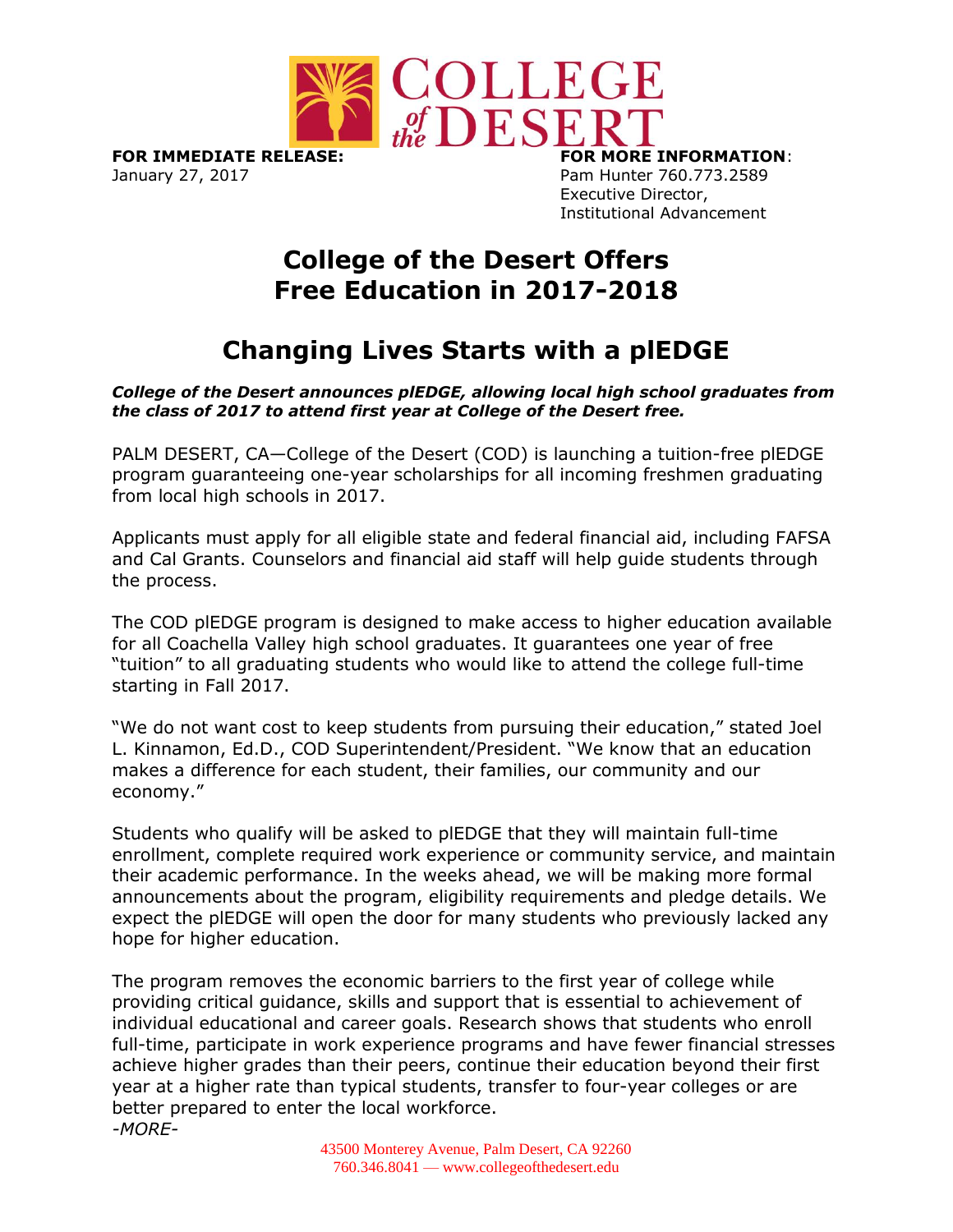**FOR IMMEDIATE RELEASE:**
January 27, 2017

**FOR MORE INFORMATION**:
Pam Hunter 760.773.2589
Executive Director,
Institutional Advancement

# College of the Desert Offers Free Education in 2017-2018

## Changing Lives Starts with a plEDGE

***College of the Desert announces plEDGE, allowing local high school graduates from the class of 2017 to attend first year at College of the Desert free.***

PALM DESERT, CA—College of the Desert (COD) is launching a tuition-free plEDGE program guaranteeing one-year scholarships for all incoming freshmen graduating from local high schools in 2017.

Applicants must apply for all eligible state and federal financial aid, including FAFSA and Cal Grants. Counselors and financial aid staff will help guide students through the process.

The COD plEDGE program is designed to make access to higher education available for all Coachella Valley high school graduates. It guarantees one year of free "tuition" to all graduating students who would like to attend the college full-time starting in Fall 2017.

"We do not want cost to keep students from pursuing their education," stated Joel L. Kinnamon, Ed.D., COD Superintendent/President. "We know that an education makes a difference for each student, their families, our community and our economy."

Students who qualify will be asked to plEDGE that they will maintain full-time enrollment, complete required work experience or community service, and maintain their academic performance. In the weeks ahead, we will be making more formal announcements about the program, eligibility requirements and pledge details. We expect the plEDGE will open the door for many students who previously lacked any hope for higher education.

The program removes the economic barriers to the first year of college while providing critical guidance, skills and support that is essential to achievement of individual educational and career goals. Research shows that students who enroll full-time, participate in work experience programs and have fewer financial stresses achieve higher grades than their peers, continue their education beyond their first year at a higher rate than typical students, transfer to four-year colleges or are better prepared to enter the local workforce.

*-MORE-*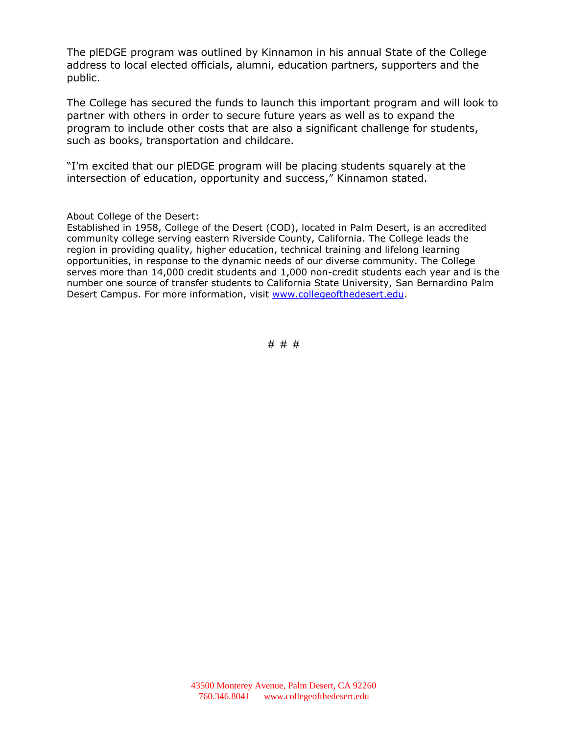The plEDGE program was outlined by Kinnamon in his annual State of the College address to local elected officials, alumni, education partners, supporters and the public.

The College has secured the funds to launch this important program and will look to partner with others in order to secure future years as well as to expand the program to include other costs that are also a significant challenge for students, such as books, transportation and childcare.

"I'm excited that our plEDGE program will be placing students squarely at the intersection of education, opportunity and success," Kinnamon stated.

About College of the Desert:
Established in 1958, College of the Desert (COD), located in Palm Desert, is an accredited community college serving eastern Riverside County, California. The College leads the region in providing quality, higher education, technical training and lifelong learning opportunities, in response to the dynamic needs of our diverse community. The College serves more than 14,000 credit students and 1,000 non-credit students each year and is the number one source of transfer students to California State University, San Bernardino Palm Desert Campus. For more information, visit www.collegeofthedesert.edu.

# # #

43500 Monterey Avenue, Palm Desert, CA 92260
760.346.8041 — www.collegeofthedesert.edu